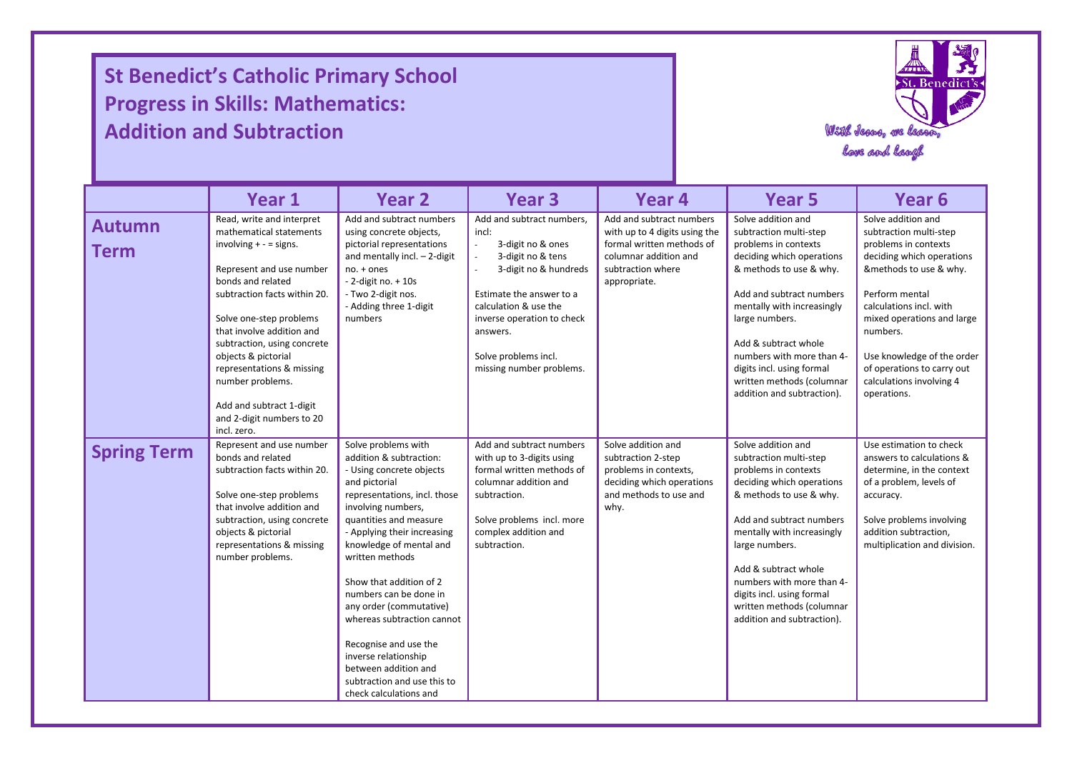# St Benedict's Catholic Primary School
# Progress in Skills: Mathematics:
# Addition and Subtraction

With Jesus, we learn, love and laugh

| | Year 1 | Year 2 | Year 3 | Year 4 | Year 5 | Year 6 |
|---|---|---|---|---|---|---|
| **Autumn Term** | Read, write and interpret mathematical statements involving + - = signs.<br><br>Represent and use number bonds and related subtraction facts within 20.<br><br>Solve one-step problems that involve addition and subtraction, using concrete objects & pictorial representations & missing number problems.<br><br>Add and subtract 1-digit and 2-digit numbers to 20 incl. zero. | Add and subtract numbers using concrete objects, pictorial representations and mentally incl. – 2-digit no. + ones<br>- 2-digit no. + 10s<br>- Two 2-digit nos.<br>- Adding three 1-digit numbers | Add and subtract numbers, incl:<br>- 3-digit no & ones<br>- 3-digit no & tens<br>- 3-digit no & hundreds<br><br>Estimate the answer to a calculation & use the inverse operation to check answers.<br><br>Solve problems incl. missing number problems. | Add and subtract numbers with up to 4 digits using the formal written methods of columnar addition and subtraction where appropriate. | Solve addition and subtraction multi-step problems in contexts deciding which operations & methods to use & why.<br><br>Add and subtract numbers mentally with increasingly large numbers.<br><br>Add & subtract whole numbers with more than 4-digits incl. using formal written methods (columnar addition and subtraction). | Solve addition and subtraction multi-step problems in contexts deciding which operations &methods to use & why.<br><br>Perform mental calculations incl. with mixed operations and large numbers.<br><br>Use knowledge of the order of operations to carry out calculations involving 4 operations. |
| **Spring Term** | Represent and use number bonds and related subtraction facts within 20.<br><br>Solve one-step problems that involve addition and subtraction, using concrete objects & pictorial representations & missing number problems. | Solve problems with addition & subtraction:<br>- Using concrete objects and pictorial representations, incl. those involving numbers, quantities and measure<br>- Applying their increasing knowledge of mental and written methods<br><br>Show that addition of 2 numbers can be done in any order (commutative) whereas subtraction cannot<br><br>Recognise and use the inverse relationship between addition and subtraction and use this to check calculations and | Add and subtract numbers with up to 3-digits using formal written methods of columnar addition and subtraction.<br><br>Solve problems incl. more complex addition and subtraction. | Solve addition and subtraction 2-step problems in contexts, deciding which operations and methods to use and why. | Solve addition and subtraction multi-step problems in contexts deciding which operations & methods to use & why.<br><br>Add and subtract numbers mentally with increasingly large numbers.<br><br>Add & subtract whole numbers with more than 4-digits incl. using formal written methods (columnar addition and subtraction). | Use estimation to check answers to calculations & determine, in the context of a problem, levels of accuracy.<br><br>Solve problems involving addition subtraction, multiplication and division. |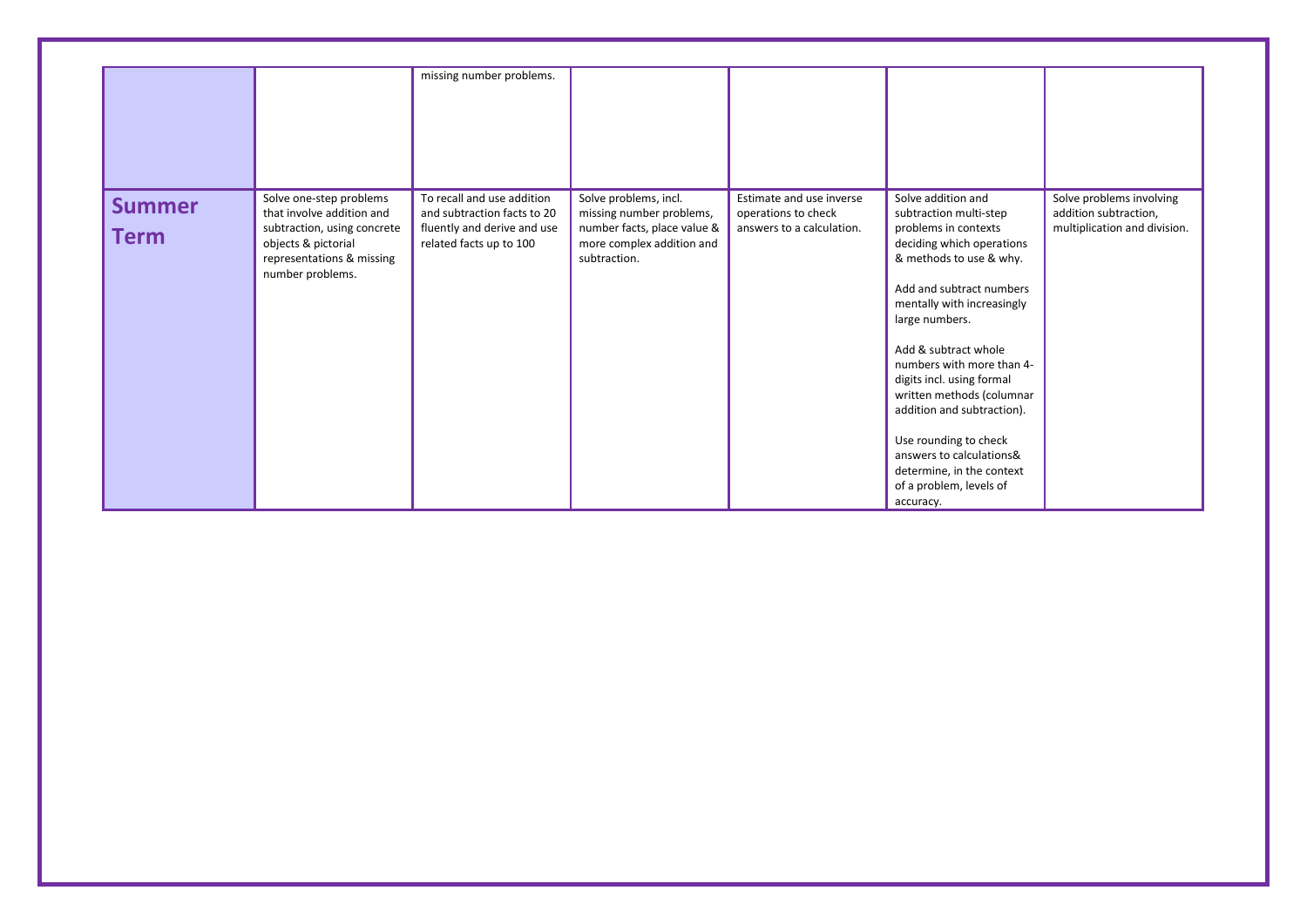| | | | | | | |
|---|---|---|---|---|---|---|
| | | missing number problems. | | | | |
| **Summer Term** | Solve one-step problems that involve addition and subtraction, using concrete objects & pictorial representations & missing number problems. | To recall and use addition and subtraction facts to 20 fluently and derive and use related facts up to 100 | Solve problems, incl. missing number problems, number facts, place value & more complex addition and subtraction. | Estimate and use inverse operations to check answers to a calculation. | Solve addition and subtraction multi-step problems in contexts deciding which operations & methods to use & why.<br><br>Add and subtract numbers mentally with increasingly large numbers.<br><br>Add & subtract whole numbers with more than 4-digits incl. using formal written methods (columnar addition and subtraction).<br><br>Use rounding to check answers to calculations& determine, in the context of a problem, levels of accuracy. | Solve problems involving addition subtraction, multiplication and division. |